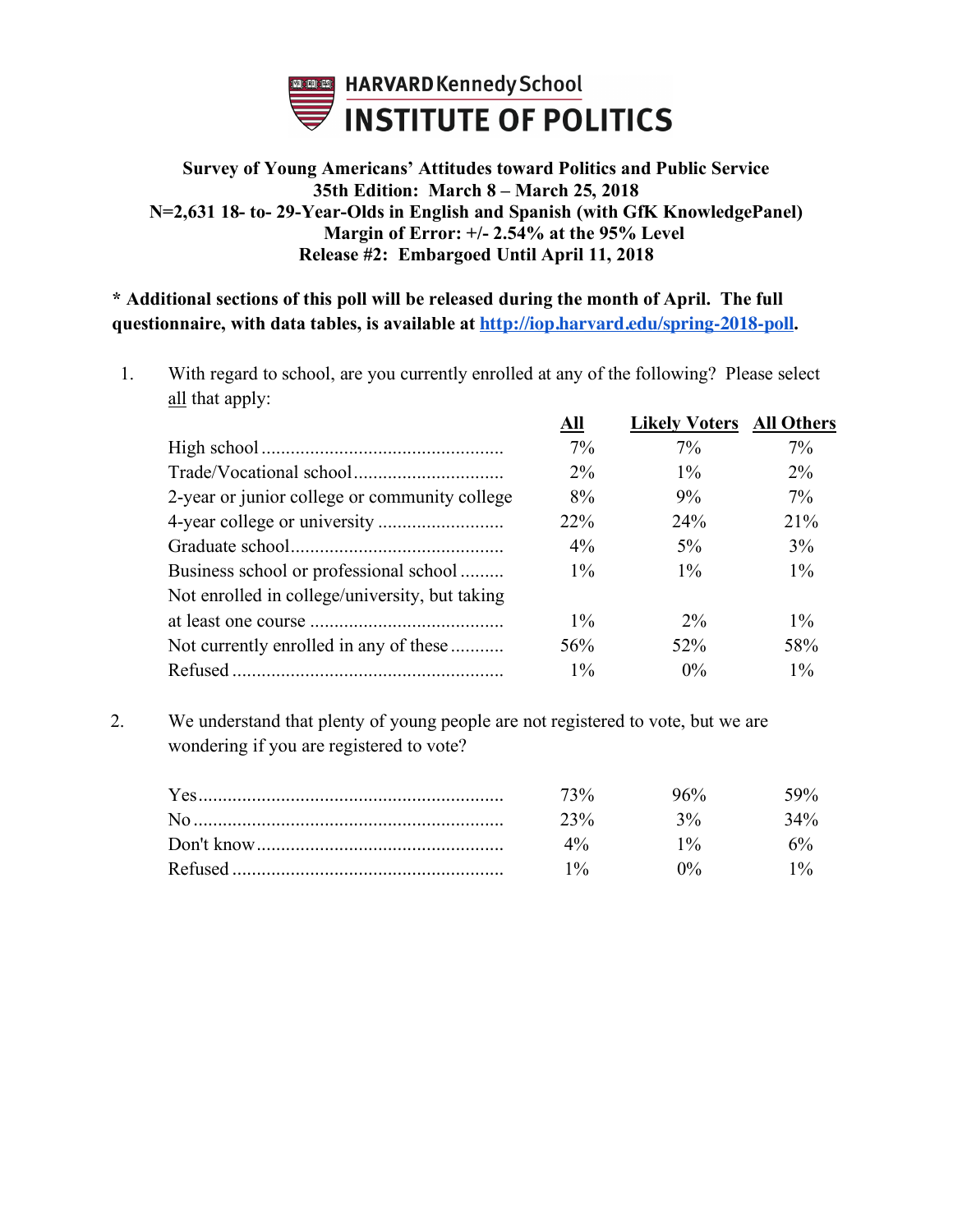**HARVARD Kennedy School**
# INSTITUTE OF POLITICS

**Survey of Young Americans' Attitudes toward Politics and Public Service**
**35th Edition: March 8 – March 25, 2018**
**N=2,631 18- to- 29-Year-Olds in English and Spanish (with GfK KnowledgePanel)**
**Margin of Error: +/- 2.54% at the 95% Level**
**Release #2: Embargoed Until April 11, 2018**

**\* Additional sections of this poll will be released during the month of April. The full questionnaire, with data tables, is available at [http://iop.harvard.edu/spring-2018-poll](http://iop.harvard.edu/spring-2018-poll).**

1. With regard to school, are you currently enrolled at any of the following? Please select all that apply:

| | All | Likely Voters | All Others |
|---|---|---|---|
| High school | 7% | 7% | 7% |
| Trade/Vocational school | 2% | 1% | 2% |
| 2-year or junior college or community college | 8% | 9% | 7% |
| 4-year college or university | 22% | 24% | 21% |
| Graduate school | 4% | 5% | 3% |
| Business school or professional school | 1% | 1% | 1% |
| Not enrolled in college/university, but taking at least one course | 1% | 2% | 1% |
| Not currently enrolled in any of these | 56% | 52% | 58% |
| Refused | 1% | 0% | 1% |

2. We understand that plenty of young people are not registered to vote, but we are wondering if you are registered to vote?

| | All | Likely Voters | All Others |
|---|---|---|---|
| Yes | 73% | 96% | 59% |
| No | 23% | 3% | 34% |
| Don't know | 4% | 1% | 6% |
| Refused | 1% | 0% | 1% |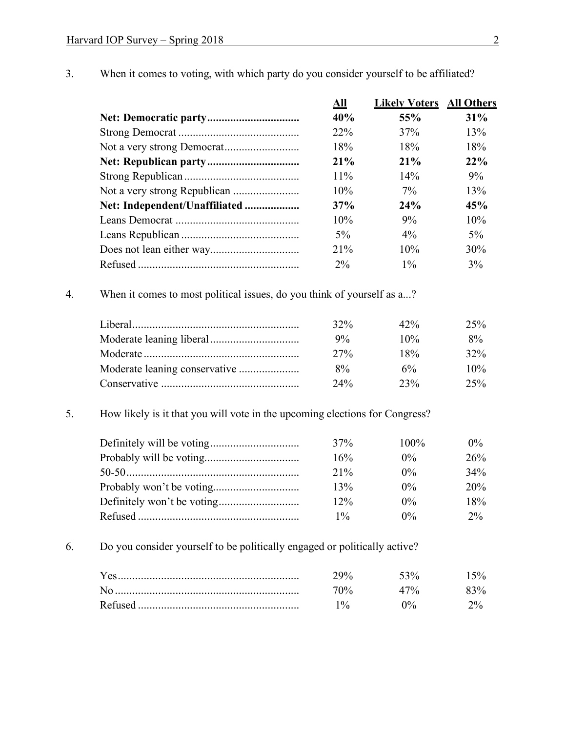3. When it comes to voting, with which party do you consider yourself to be affiliated?

| | All | Likely Voters | All Others |
|---|---|---|---|
| **Net: Democratic party** | **40%** | **55%** | **31%** |
| Strong Democrat | 22% | 37% | 13% |
| Not a very strong Democrat | 18% | 18% | 18% |
| **Net: Republican party** | **21%** | **21%** | **22%** |
| Strong Republican | 11% | 14% | 9% |
| Not a very strong Republican | 10% | 7% | 13% |
| **Net: Independent/Unaffiliated** | **37%** | **24%** | **45%** |
| Leans Democrat | 10% | 9% | 10% |
| Leans Republican | 5% | 4% | 5% |
| Does not lean either way | 21% | 10% | 30% |
| Refused | 2% | 1% | 3% |

4. When it comes to most political issues, do you think of yourself as a...?

| | All | Likely Voters | All Others |
|---|---|---|---|
| Liberal | 32% | 42% | 25% |
| Moderate leaning liberal | 9% | 10% | 8% |
| Moderate | 27% | 18% | 32% |
| Moderate leaning conservative | 8% | 6% | 10% |
| Conservative | 24% | 23% | 25% |

5. How likely is it that you will vote in the upcoming elections for Congress?

| | All | Likely Voters | All Others |
|---|---|---|---|
| Definitely will be voting | 37% | 100% | 0% |
| Probably will be voting | 16% | 0% | 26% |
| 50-50 | 21% | 0% | 34% |
| Probably won't be voting | 13% | 0% | 20% |
| Definitely won't be voting | 12% | 0% | 18% |
| Refused | 1% | 0% | 2% |

6. Do you consider yourself to be politically engaged or politically active?

| | All | Likely Voters | All Others |
|---|---|---|---|
| Yes | 29% | 53% | 15% |
| No | 70% | 47% | 83% |
| Refused | 1% | 0% | 2% |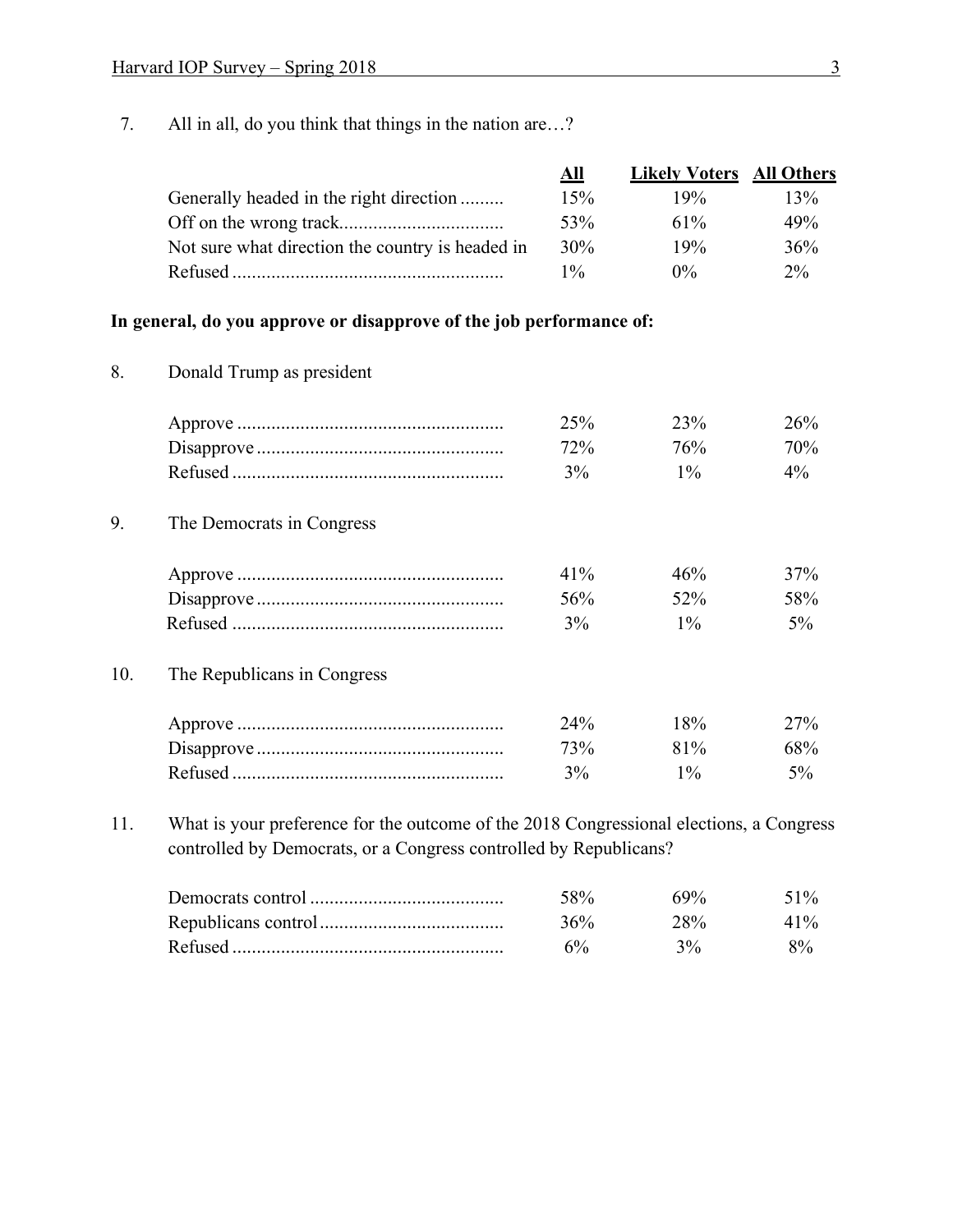7. All in all, do you think that things in the nation are…?

| | All | Likely Voters | All Others |
|---|---|---|---|
| Generally headed in the right direction | 15% | 19% | 13% |
| Off on the wrong track | 53% | 61% | 49% |
| Not sure what direction the country is headed in | 30% | 19% | 36% |
| Refused | 1% | 0% | 2% |

**In general, do you approve or disapprove of the job performance of:**

8. Donald Trump as president

| | All | Likely Voters | All Others |
|---|---|---|---|
| Approve | 25% | 23% | 26% |
| Disapprove | 72% | 76% | 70% |
| Refused | 3% | 1% | 4% |

9. The Democrats in Congress

| | All | Likely Voters | All Others |
|---|---|---|---|
| Approve | 41% | 46% | 37% |
| Disapprove | 56% | 52% | 58% |
| Refused | 3% | 1% | 5% |

10. The Republicans in Congress

| | All | Likely Voters | All Others |
|---|---|---|---|
| Approve | 24% | 18% | 27% |
| Disapprove | 73% | 81% | 68% |
| Refused | 3% | 1% | 5% |

11. What is your preference for the outcome of the 2018 Congressional elections, a Congress controlled by Democrats, or a Congress controlled by Republicans?

| | All | Likely Voters | All Others |
|---|---|---|---|
| Democrats control | 58% | 69% | 51% |
| Republicans control | 36% | 28% | 41% |
| Refused | 6% | 3% | 8% |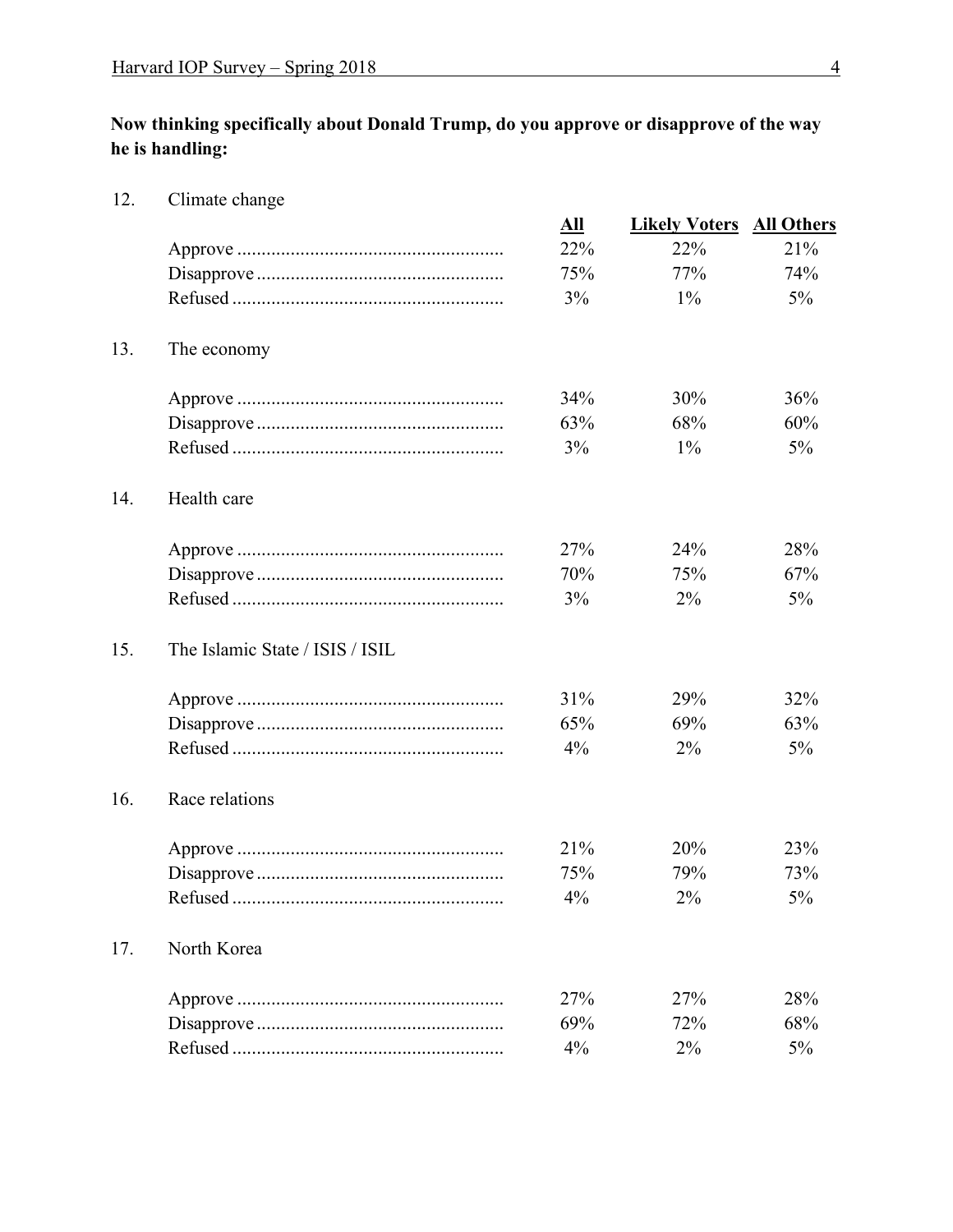**Now thinking specifically about Donald Trump, do you approve or disapprove of the way he is handling:**

12. Climate change

| | All | Likely Voters | All Others |
|---|---|---|---|
| Approve | 22% | 22% | 21% |
| Disapprove | 75% | 77% | 74% |
| Refused | 3% | 1% | 5% |

13. The economy

| | All | Likely Voters | All Others |
|---|---|---|---|
| Approve | 34% | 30% | 36% |
| Disapprove | 63% | 68% | 60% |
| Refused | 3% | 1% | 5% |

14. Health care

| | All | Likely Voters | All Others |
|---|---|---|---|
| Approve | 27% | 24% | 28% |
| Disapprove | 70% | 75% | 67% |
| Refused | 3% | 2% | 5% |

15. The Islamic State / ISIS / ISIL

| | All | Likely Voters | All Others |
|---|---|---|---|
| Approve | 31% | 29% | 32% |
| Disapprove | 65% | 69% | 63% |
| Refused | 4% | 2% | 5% |

16. Race relations

| | All | Likely Voters | All Others |
|---|---|---|---|
| Approve | 21% | 20% | 23% |
| Disapprove | 75% | 79% | 73% |
| Refused | 4% | 2% | 5% |

17. North Korea

| | All | Likely Voters | All Others |
|---|---|---|---|
| Approve | 27% | 27% | 28% |
| Disapprove | 69% | 72% | 68% |
| Refused | 4% | 2% | 5% |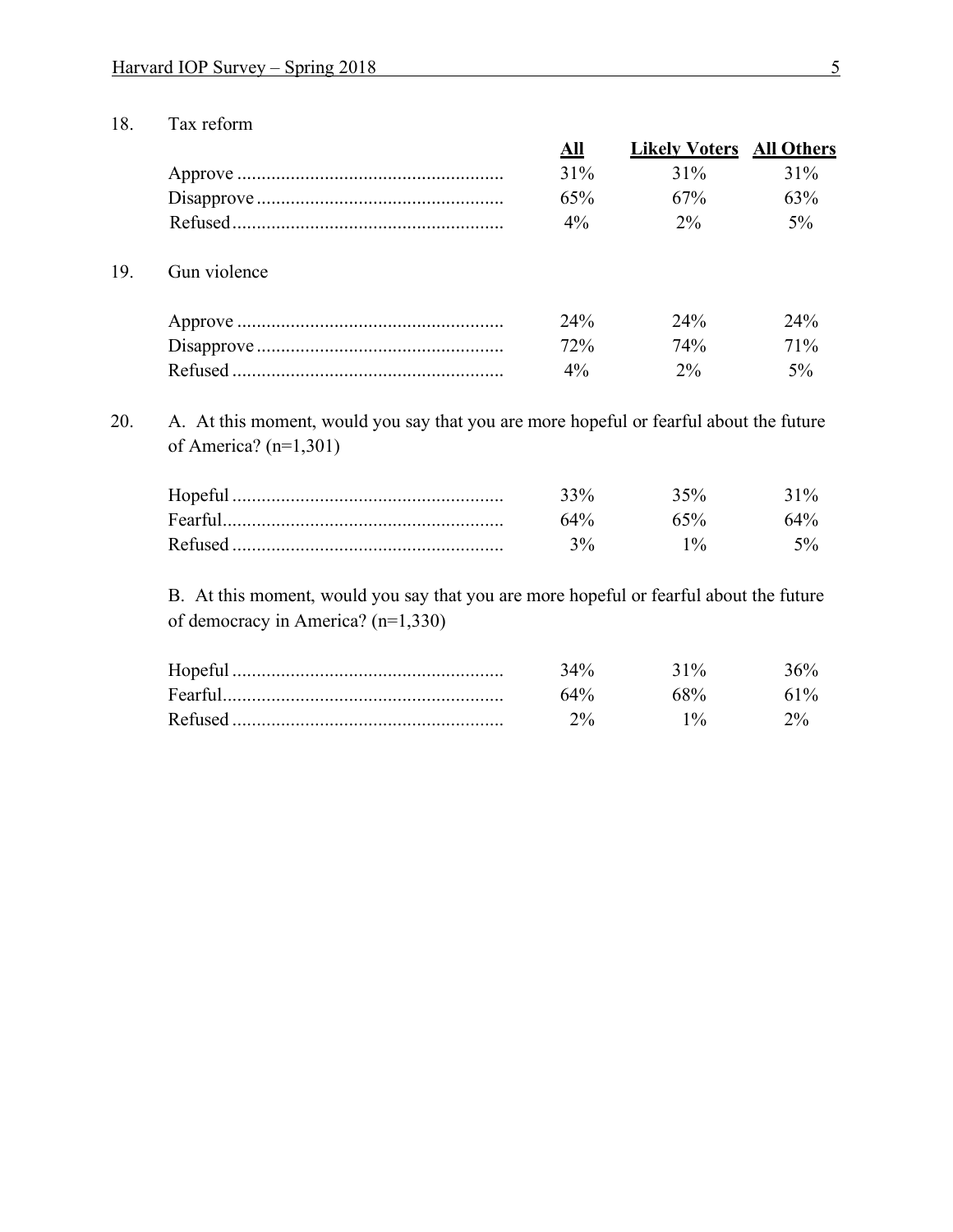18. Tax reform

| | All | Likely Voters | All Others |
|---|---|---|---|
| Approve | 31% | 31% | 31% |
| Disapprove | 65% | 67% | 63% |
| Refused | 4% | 2% | 5% |

19. Gun violence

| | All | Likely Voters | All Others |
|---|---|---|---|
| Approve | 24% | 24% | 24% |
| Disapprove | 72% | 74% | 71% |
| Refused | 4% | 2% | 5% |

20. A. At this moment, would you say that you are more hopeful or fearful about the future of America? (n=1,301)

| | All | Likely Voters | All Others |
|---|---|---|---|
| Hopeful | 33% | 35% | 31% |
| Fearful | 64% | 65% | 64% |
| Refused | 3% | 1% | 5% |

B. At this moment, would you say that you are more hopeful or fearful about the future of democracy in America? (n=1,330)

| | All | Likely Voters | All Others |
|---|---|---|---|
| Hopeful | 34% | 31% | 36% |
| Fearful | 64% | 68% | 61% |
| Refused | 2% | 1% | 2% |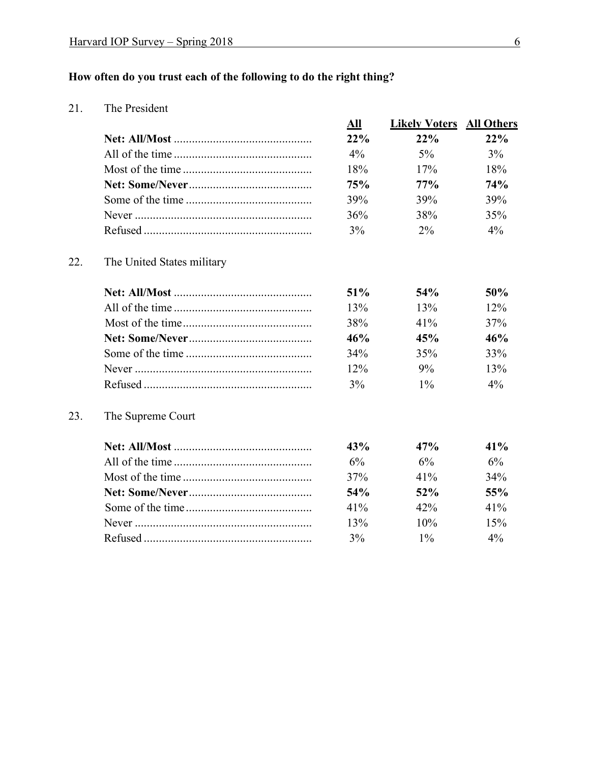**How often do you trust each of the following to do the right thing?**

21. The President

| | All | Likely Voters | All Others |
|---|---|---|---|
| **Net: All/Most** | **22%** | **22%** | **22%** |
| All of the time | 4% | 5% | 3% |
| Most of the time | 18% | 17% | 18% |
| **Net: Some/Never** | **75%** | **77%** | **74%** |
| Some of the time | 39% | 39% | 39% |
| Never | 36% | 38% | 35% |
| Refused | 3% | 2% | 4% |

22. The United States military

| | All | Likely Voters | All Others |
|---|---|---|---|
| **Net: All/Most** | **51%** | **54%** | **50%** |
| All of the time | 13% | 13% | 12% |
| Most of the time | 38% | 41% | 37% |
| **Net: Some/Never** | **46%** | **45%** | **46%** |
| Some of the time | 34% | 35% | 33% |
| Never | 12% | 9% | 13% |
| Refused | 3% | 1% | 4% |

23. The Supreme Court

| | All | Likely Voters | All Others |
|---|---|---|---|
| **Net: All/Most** | **43%** | **47%** | **41%** |
| All of the time | 6% | 6% | 6% |
| Most of the time | 37% | 41% | 34% |
| **Net: Some/Never** | **54%** | **52%** | **55%** |
| Some of the time | 41% | 42% | 41% |
| Never | 13% | 10% | 15% |
| Refused | 3% | 1% | 4% |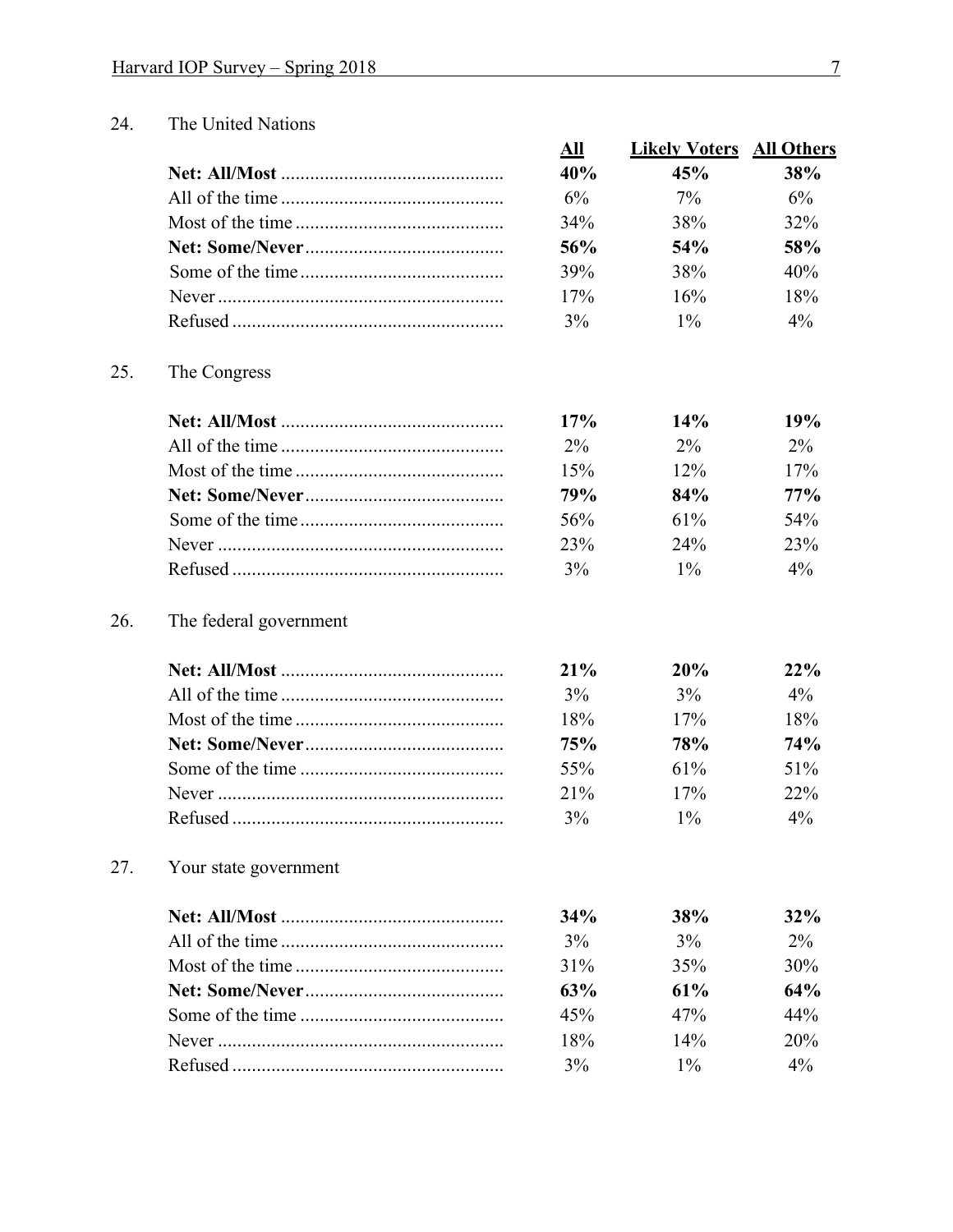24. The United Nations

| | All | Likely Voters | All Others |
|---|---|---|---|
| **Net: All/Most** | **40%** | **45%** | **38%** |
| All of the time | 6% | 7% | 6% |
| Most of the time | 34% | 38% | 32% |
| **Net: Some/Never** | **56%** | **54%** | **58%** |
| Some of the time | 39% | 38% | 40% |
| Never | 17% | 16% | 18% |
| Refused | 3% | 1% | 4% |

25. The Congress

| | All | Likely Voters | All Others |
|---|---|---|---|
| **Net: All/Most** | **17%** | **14%** | **19%** |
| All of the time | 2% | 2% | 2% |
| Most of the time | 15% | 12% | 17% |
| **Net: Some/Never** | **79%** | **84%** | **77%** |
| Some of the time | 56% | 61% | 54% |
| Never | 23% | 24% | 23% |
| Refused | 3% | 1% | 4% |

26. The federal government

| | All | Likely Voters | All Others |
|---|---|---|---|
| **Net: All/Most** | **21%** | **20%** | **22%** |
| All of the time | 3% | 3% | 4% |
| Most of the time | 18% | 17% | 18% |
| **Net: Some/Never** | **75%** | **78%** | **74%** |
| Some of the time | 55% | 61% | 51% |
| Never | 21% | 17% | 22% |
| Refused | 3% | 1% | 4% |

27. Your state government

| | All | Likely Voters | All Others |
|---|---|---|---|
| **Net: All/Most** | **34%** | **38%** | **32%** |
| All of the time | 3% | 3% | 2% |
| Most of the time | 31% | 35% | 30% |
| **Net: Some/Never** | **63%** | **61%** | **64%** |
| Some of the time | 45% | 47% | 44% |
| Never | 18% | 14% | 20% |
| Refused | 3% | 1% | 4% |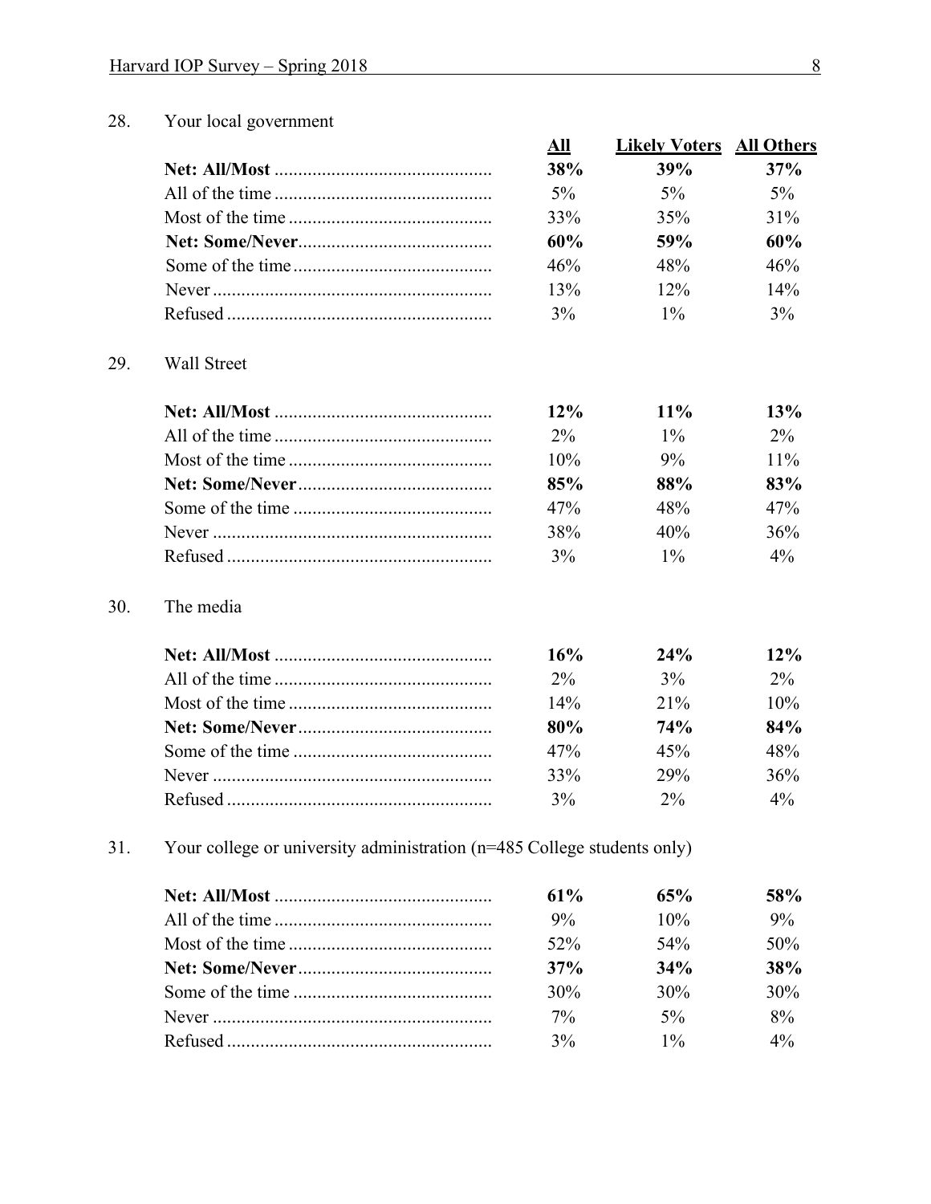28. Your local government

| | All | Likely Voters | All Others |
|---|---|---|---|
| **Net: All/Most** | **38%** | **39%** | **37%** |
| All of the time | 5% | 5% | 5% |
| Most of the time | 33% | 35% | 31% |
| **Net: Some/Never** | **60%** | **59%** | **60%** |
| Some of the time | 46% | 48% | 46% |
| Never | 13% | 12% | 14% |
| Refused | 3% | 1% | 3% |

29. Wall Street

| | All | Likely Voters | All Others |
|---|---|---|---|
| **Net: All/Most** | **12%** | **11%** | **13%** |
| All of the time | 2% | 1% | 2% |
| Most of the time | 10% | 9% | 11% |
| **Net: Some/Never** | **85%** | **88%** | **83%** |
| Some of the time | 47% | 48% | 47% |
| Never | 38% | 40% | 36% |
| Refused | 3% | 1% | 4% |

30. The media

| | All | Likely Voters | All Others |
|---|---|---|---|
| **Net: All/Most** | **16%** | **24%** | **12%** |
| All of the time | 2% | 3% | 2% |
| Most of the time | 14% | 21% | 10% |
| **Net: Some/Never** | **80%** | **74%** | **84%** |
| Some of the time | 47% | 45% | 48% |
| Never | 33% | 29% | 36% |
| Refused | 3% | 2% | 4% |

31. Your college or university administration (n=485 College students only)

| | All | Likely Voters | All Others |
|---|---|---|---|
| **Net: All/Most** | **61%** | **65%** | **58%** |
| All of the time | 9% | 10% | 9% |
| Most of the time | 52% | 54% | 50% |
| **Net: Some/Never** | **37%** | **34%** | **38%** |
| Some of the time | 30% | 30% | 30% |
| Never | 7% | 5% | 8% |
| Refused | 3% | 1% | 4% |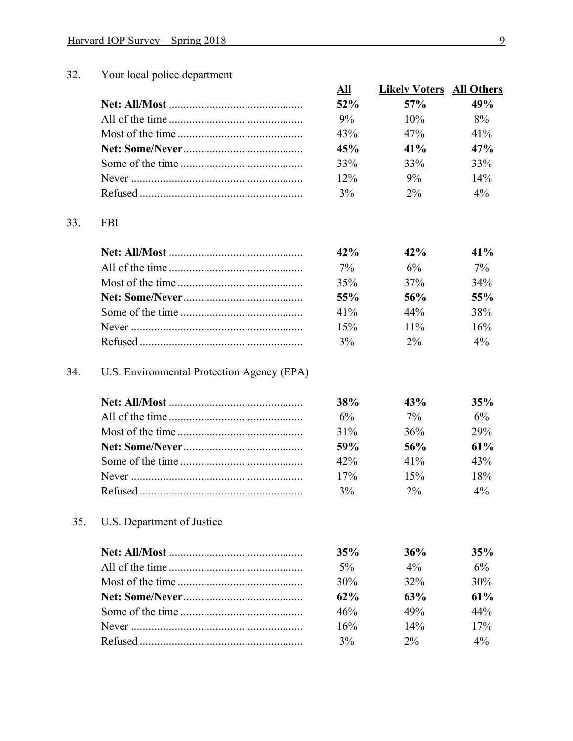32. Your local police department

| | All | Likely Voters | All Others |
|---|---|---|---|
| **Net: All/Most** | **52%** | **57%** | **49%** |
| All of the time | 9% | 10% | 8% |
| Most of the time | 43% | 47% | 41% |
| **Net: Some/Never** | **45%** | **41%** | **47%** |
| Some of the time | 33% | 33% | 33% |
| Never | 12% | 9% | 14% |
| Refused | 3% | 2% | 4% |

33. FBI

| | All | Likely Voters | All Others |
|---|---|---|---|
| **Net: All/Most** | **42%** | **42%** | **41%** |
| All of the time | 7% | 6% | 7% |
| Most of the time | 35% | 37% | 34% |
| **Net: Some/Never** | **55%** | **56%** | **55%** |
| Some of the time | 41% | 44% | 38% |
| Never | 15% | 11% | 16% |
| Refused | 3% | 2% | 4% |

34. U.S. Environmental Protection Agency (EPA)

| | All | Likely Voters | All Others |
|---|---|---|---|
| **Net: All/Most** | **38%** | **43%** | **35%** |
| All of the time | 6% | 7% | 6% |
| Most of the time | 31% | 36% | 29% |
| **Net: Some/Never** | **59%** | **56%** | **61%** |
| Some of the time | 42% | 41% | 43% |
| Never | 17% | 15% | 18% |
| Refused | 3% | 2% | 4% |

35. U.S. Department of Justice

| | All | Likely Voters | All Others |
|---|---|---|---|
| **Net: All/Most** | **35%** | **36%** | **35%** |
| All of the time | 5% | 4% | 6% |
| Most of the time | 30% | 32% | 30% |
| **Net: Some/Never** | **62%** | **63%** | **61%** |
| Some of the time | 46% | 49% | 44% |
| Never | 16% | 14% | 17% |
| Refused | 3% | 2% | 4% |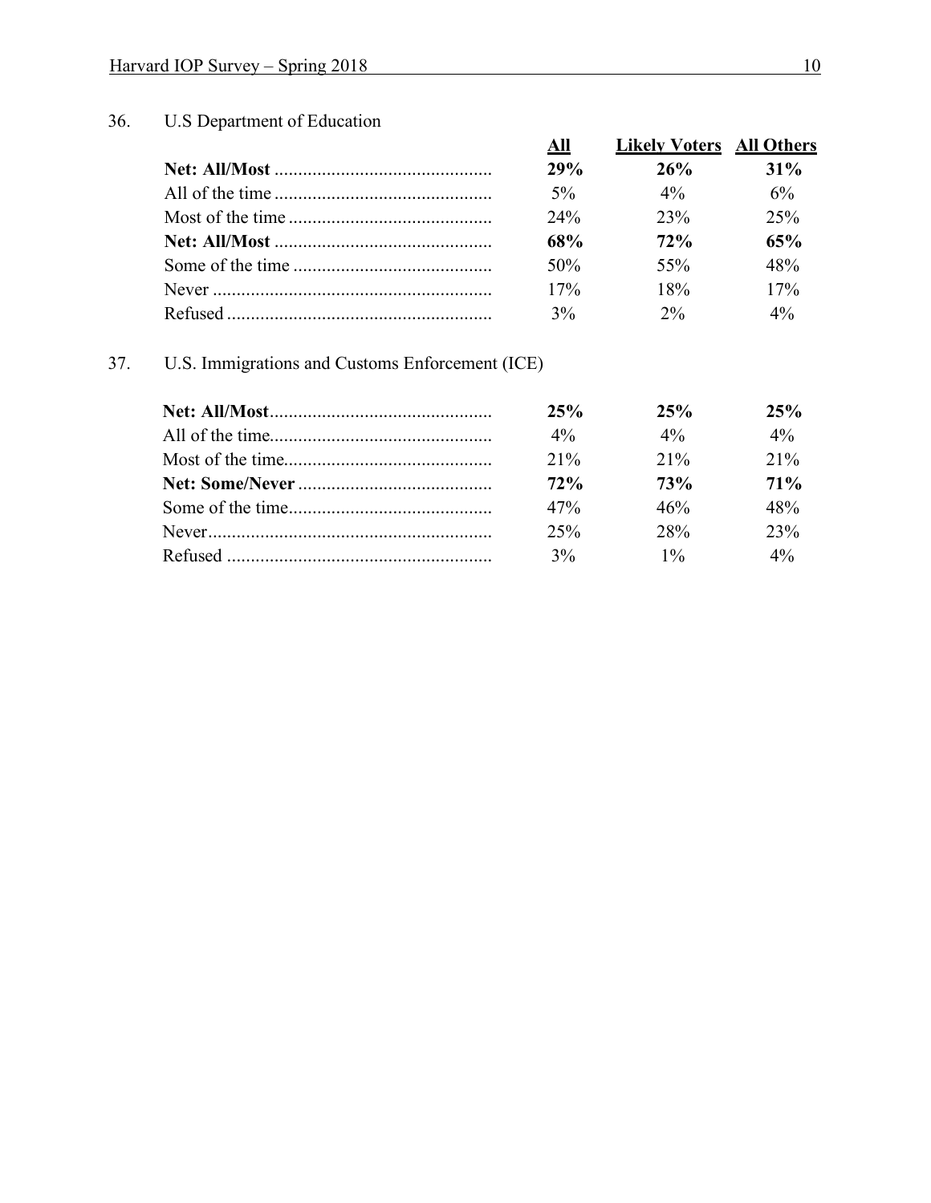36. U.S Department of Education

| | **All** | **Likely Voters** | **All Others** |
|---|---|---|---|
| **Net: All/Most** | **29%** | **26%** | **31%** |
| All of the time | 5% | 4% | 6% |
| Most of the time | 24% | 23% | 25% |
| **Net: All/Most** | **68%** | **72%** | **65%** |
| Some of the time | 50% | 55% | 48% |
| Never | 17% | 18% | 17% |
| Refused | 3% | 2% | 4% |

37. U.S. Immigrations and Customs Enforcement (ICE)

| | **All** | **Likely Voters** | **All Others** |
|---|---|---|---|
| **Net: All/Most** | **25%** | **25%** | **25%** |
| All of the time | 4% | 4% | 4% |
| Most of the time | 21% | 21% | 21% |
| **Net: Some/Never** | **72%** | **73%** | **71%** |
| Some of the time | 47% | 46% | 48% |
| Never | 25% | 28% | 23% |
| Refused | 3% | 1% | 4% |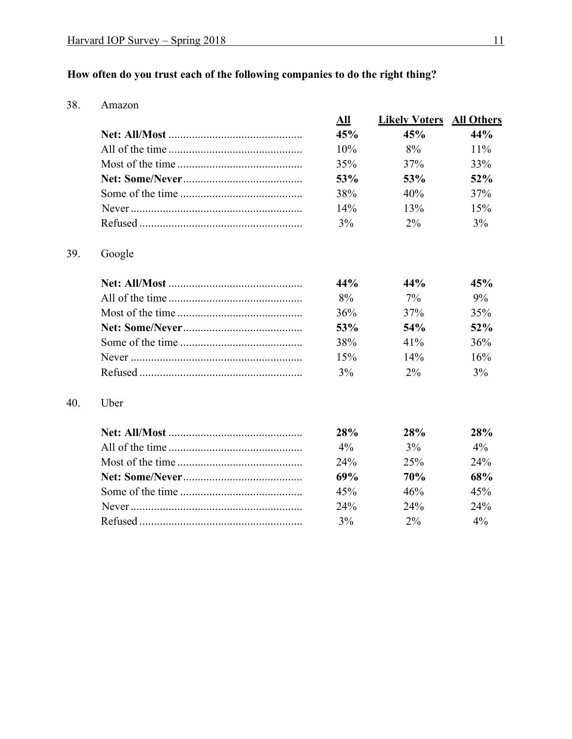**How often do you trust each of the following companies to do the right thing?**

38. Amazon

| | All | Likely Voters | All Others |
|---|---|---|---|
| **Net: All/Most** | **45%** | **45%** | **44%** |
| All of the time | 10% | 8% | 11% |
| Most of the time | 35% | 37% | 33% |
| **Net: Some/Never** | **53%** | **53%** | **52%** |
| Some of the time | 38% | 40% | 37% |
| Never | 14% | 13% | 15% |
| Refused | 3% | 2% | 3% |

39. Google

| | All | Likely Voters | All Others |
|---|---|---|---|
| **Net: All/Most** | **44%** | **44%** | **45%** |
| All of the time | 8% | 7% | 9% |
| Most of the time | 36% | 37% | 35% |
| **Net: Some/Never** | **53%** | **54%** | **52%** |
| Some of the time | 38% | 41% | 36% |
| Never | 15% | 14% | 16% |
| Refused | 3% | 2% | 3% |

40. Uber

| | All | Likely Voters | All Others |
|---|---|---|---|
| **Net: All/Most** | **28%** | **28%** | **28%** |
| All of the time | 4% | 3% | 4% |
| Most of the time | 24% | 25% | 24% |
| **Net: Some/Never** | **69%** | **70%** | **68%** |
| Some of the time | 45% | 46% | 45% |
| Never | 24% | 24% | 24% |
| Refused | 3% | 2% | 4% |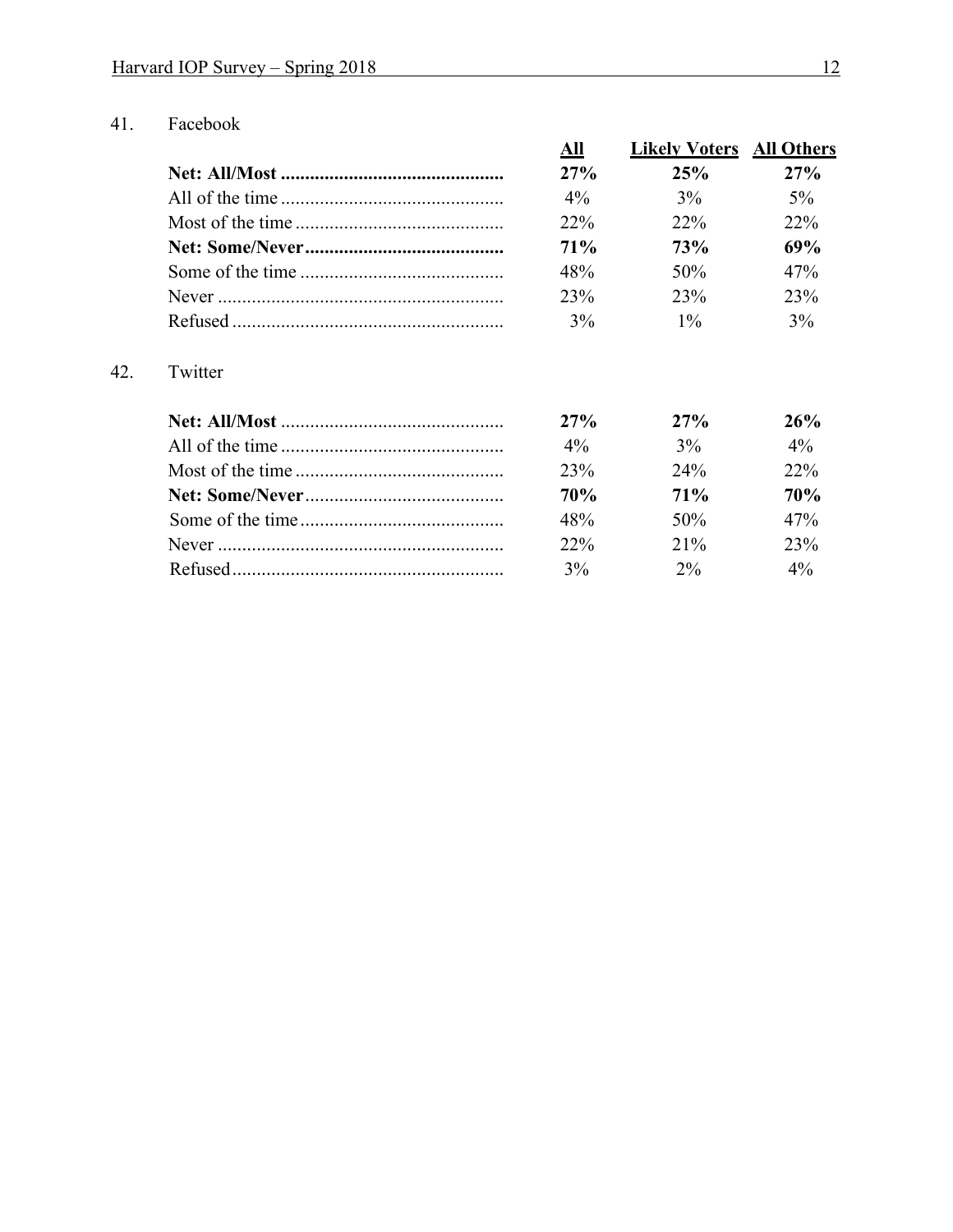41. Facebook

| | All | Likely Voters | All Others |
|---|---|---|---|
| **Net: All/Most** | **27%** | **25%** | **27%** |
| All of the time | 4% | 3% | 5% |
| Most of the time | 22% | 22% | 22% |
| **Net: Some/Never** | **71%** | **73%** | **69%** |
| Some of the time | 48% | 50% | 47% |
| Never | 23% | 23% | 23% |
| Refused | 3% | 1% | 3% |

42. Twitter

| | All | Likely Voters | All Others |
|---|---|---|---|
| **Net: All/Most** | **27%** | **27%** | **26%** |
| All of the time | 4% | 3% | 4% |
| Most of the time | 23% | 24% | 22% |
| **Net: Some/Never** | **70%** | **71%** | **70%** |
| Some of the time | 48% | 50% | 47% |
| Never | 22% | 21% | 23% |
| Refused | 3% | 2% | 4% |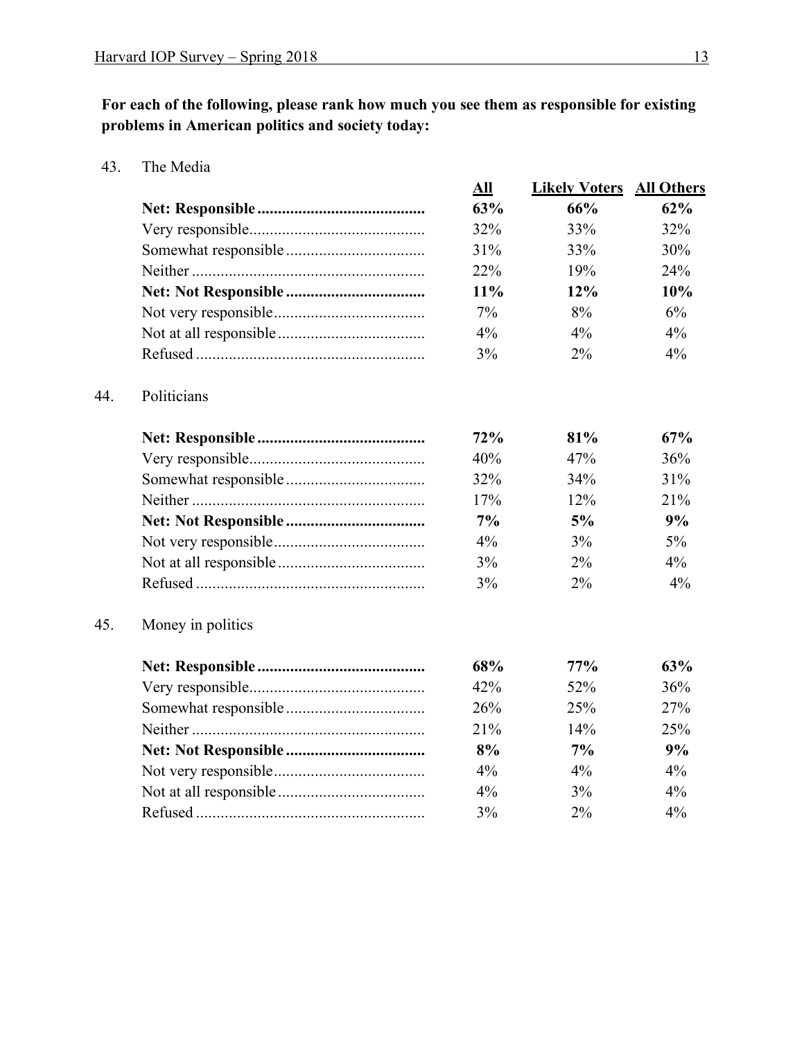**For each of the following, please rank how much you see them as responsible for existing problems in American politics and society today:**

43. The Media

| | All | Likely Voters | All Others |
|---|---|---|---|
| **Net: Responsible** | **63%** | **66%** | **62%** |
| Very responsible | 32% | 33% | 32% |
| Somewhat responsible | 31% | 33% | 30% |
| Neither | 22% | 19% | 24% |
| **Net: Not Responsible** | **11%** | **12%** | **10%** |
| Not very responsible | 7% | 8% | 6% |
| Not at all responsible | 4% | 4% | 4% |
| Refused | 3% | 2% | 4% |

44. Politicians

| | All | Likely Voters | All Others |
|---|---|---|---|
| **Net: Responsible** | **72%** | **81%** | **67%** |
| Very responsible | 40% | 47% | 36% |
| Somewhat responsible | 32% | 34% | 31% |
| Neither | 17% | 12% | 21% |
| **Net: Not Responsible** | **7%** | **5%** | **9%** |
| Not very responsible | 4% | 3% | 5% |
| Not at all responsible | 3% | 2% | 4% |
| Refused | 3% | 2% | 4% |

45. Money in politics

| | All | Likely Voters | All Others |
|---|---|---|---|
| **Net: Responsible** | **68%** | **77%** | **63%** |
| Very responsible | 42% | 52% | 36% |
| Somewhat responsible | 26% | 25% | 27% |
| Neither | 21% | 14% | 25% |
| **Net: Not Responsible** | **8%** | **7%** | **9%** |
| Not very responsible | 4% | 4% | 4% |
| Not at all responsible | 4% | 3% | 4% |
| Refused | 3% | 2% | 4% |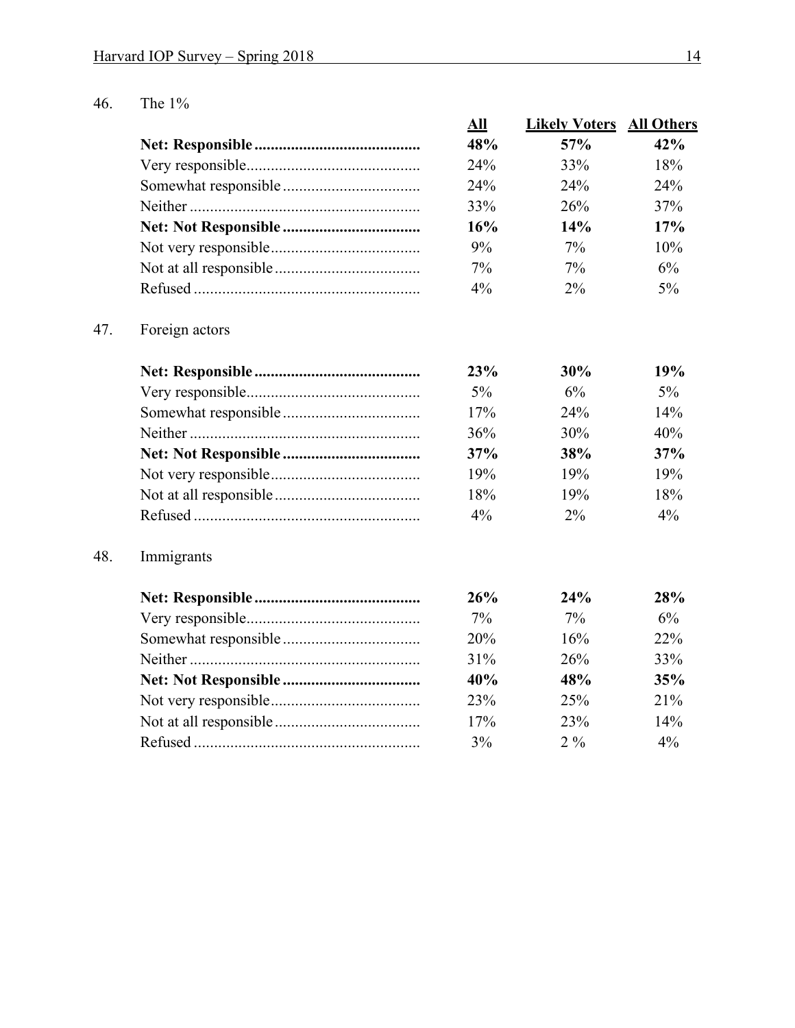46. The 1%

| | All | Likely Voters | All Others |
|---|---|---|---|
| **Net: Responsible** | **48%** | **57%** | **42%** |
| Very responsible | 24% | 33% | 18% |
| Somewhat responsible | 24% | 24% | 24% |
| Neither | 33% | 26% | 37% |
| **Net: Not Responsible** | **16%** | **14%** | **17%** |
| Not very responsible | 9% | 7% | 10% |
| Not at all responsible | 7% | 7% | 6% |
| Refused | 4% | 2% | 5% |

47. Foreign actors

| | All | Likely Voters | All Others |
|---|---|---|---|
| **Net: Responsible** | **23%** | **30%** | **19%** |
| Very responsible | 5% | 6% | 5% |
| Somewhat responsible | 17% | 24% | 14% |
| Neither | 36% | 30% | 40% |
| **Net: Not Responsible** | **37%** | **38%** | **37%** |
| Not very responsible | 19% | 19% | 19% |
| Not at all responsible | 18% | 19% | 18% |
| Refused | 4% | 2% | 4% |

48. Immigrants

| | All | Likely Voters | All Others |
|---|---|---|---|
| **Net: Responsible** | **26%** | **24%** | **28%** |
| Very responsible | 7% | 7% | 6% |
| Somewhat responsible | 20% | 16% | 22% |
| Neither | 31% | 26% | 33% |
| **Net: Not Responsible** | **40%** | **48%** | **35%** |
| Not very responsible | 23% | 25% | 21% |
| Not at all responsible | 17% | 23% | 14% |
| Refused | 3% | 2 % | 4% |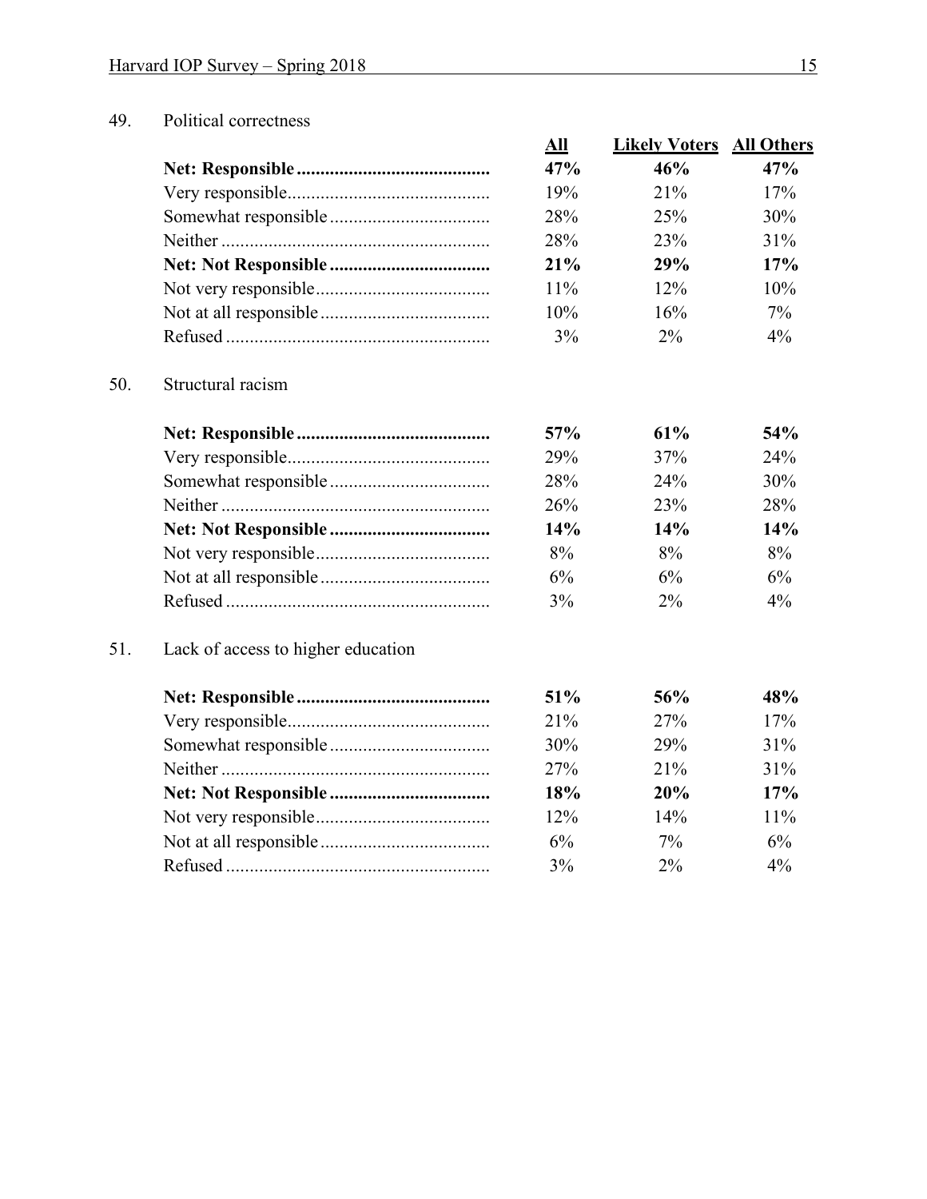49. Political correctness

| | All | Likely Voters | All Others |
|---|---|---|---|
| **Net: Responsible** | **47%** | **46%** | **47%** |
| Very responsible | 19% | 21% | 17% |
| Somewhat responsible | 28% | 25% | 30% |
| Neither | 28% | 23% | 31% |
| **Net: Not Responsible** | **21%** | **29%** | **17%** |
| Not very responsible | 11% | 12% | 10% |
| Not at all responsible | 10% | 16% | 7% |
| Refused | 3% | 2% | 4% |

50. Structural racism

| | All | Likely Voters | All Others |
|---|---|---|---|
| **Net: Responsible** | **57%** | **61%** | **54%** |
| Very responsible | 29% | 37% | 24% |
| Somewhat responsible | 28% | 24% | 30% |
| Neither | 26% | 23% | 28% |
| **Net: Not Responsible** | **14%** | **14%** | **14%** |
| Not very responsible | 8% | 8% | 8% |
| Not at all responsible | 6% | 6% | 6% |
| Refused | 3% | 2% | 4% |

51. Lack of access to higher education

| | All | Likely Voters | All Others |
|---|---|---|---|
| **Net: Responsible** | **51%** | **56%** | **48%** |
| Very responsible | 21% | 27% | 17% |
| Somewhat responsible | 30% | 29% | 31% |
| Neither | 27% | 21% | 31% |
| **Net: Not Responsible** | **18%** | **20%** | **17%** |
| Not very responsible | 12% | 14% | 11% |
| Not at all responsible | 6% | 7% | 6% |
| Refused | 3% | 2% | 4% |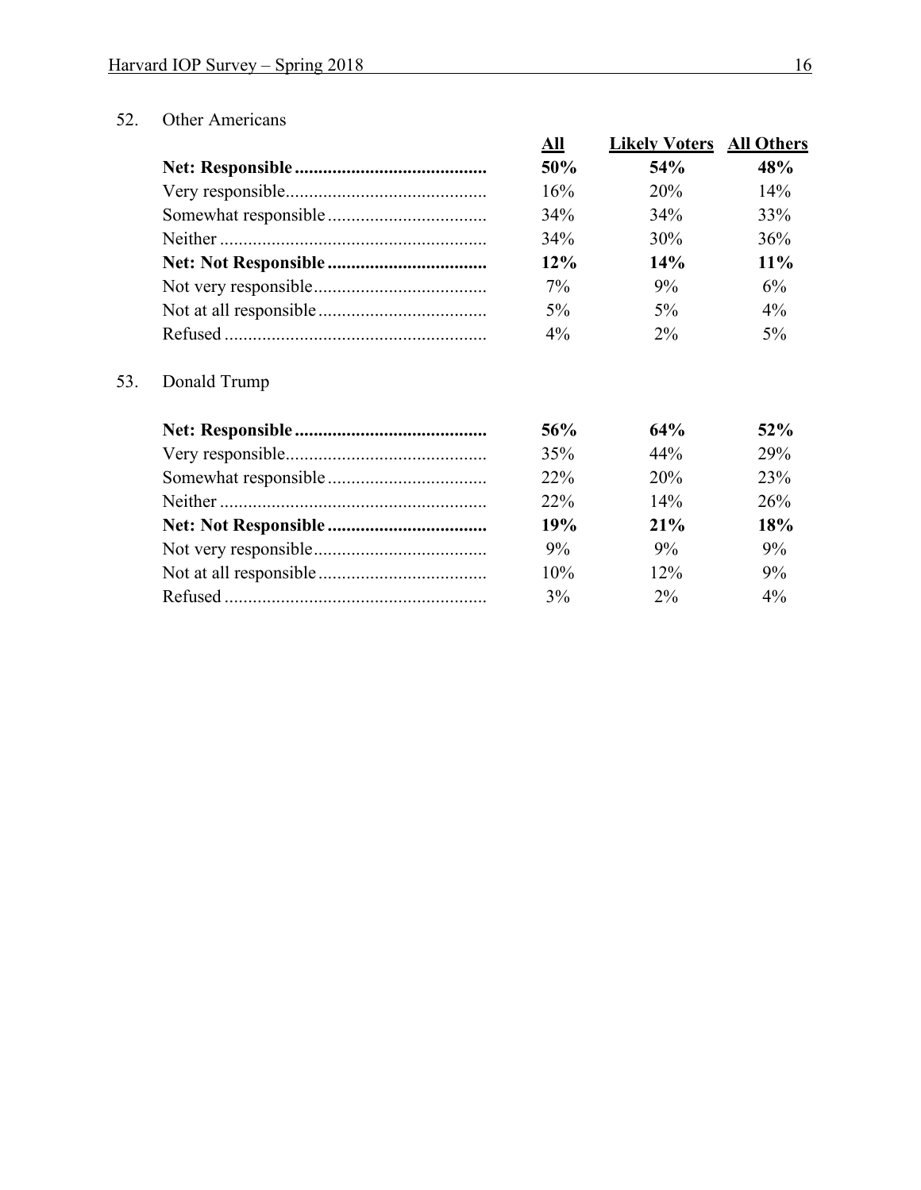52. Other Americans

| | All | Likely Voters | All Others |
|---|---|---|---|
| **Net: Responsible** | **50%** | **54%** | **48%** |
| Very responsible | 16% | 20% | 14% |
| Somewhat responsible | 34% | 34% | 33% |
| Neither | 34% | 30% | 36% |
| **Net: Not Responsible** | **12%** | **14%** | **11%** |
| Not very responsible | 7% | 9% | 6% |
| Not at all responsible | 5% | 5% | 4% |
| Refused | 4% | 2% | 5% |

53. Donald Trump

| | All | Likely Voters | All Others |
|---|---|---|---|
| **Net: Responsible** | **56%** | **64%** | **52%** |
| Very responsible | 35% | 44% | 29% |
| Somewhat responsible | 22% | 20% | 23% |
| Neither | 22% | 14% | 26% |
| **Net: Not Responsible** | **19%** | **21%** | **18%** |
| Not very responsible | 9% | 9% | 9% |
| Not at all responsible | 10% | 12% | 9% |
| Refused | 3% | 2% | 4% |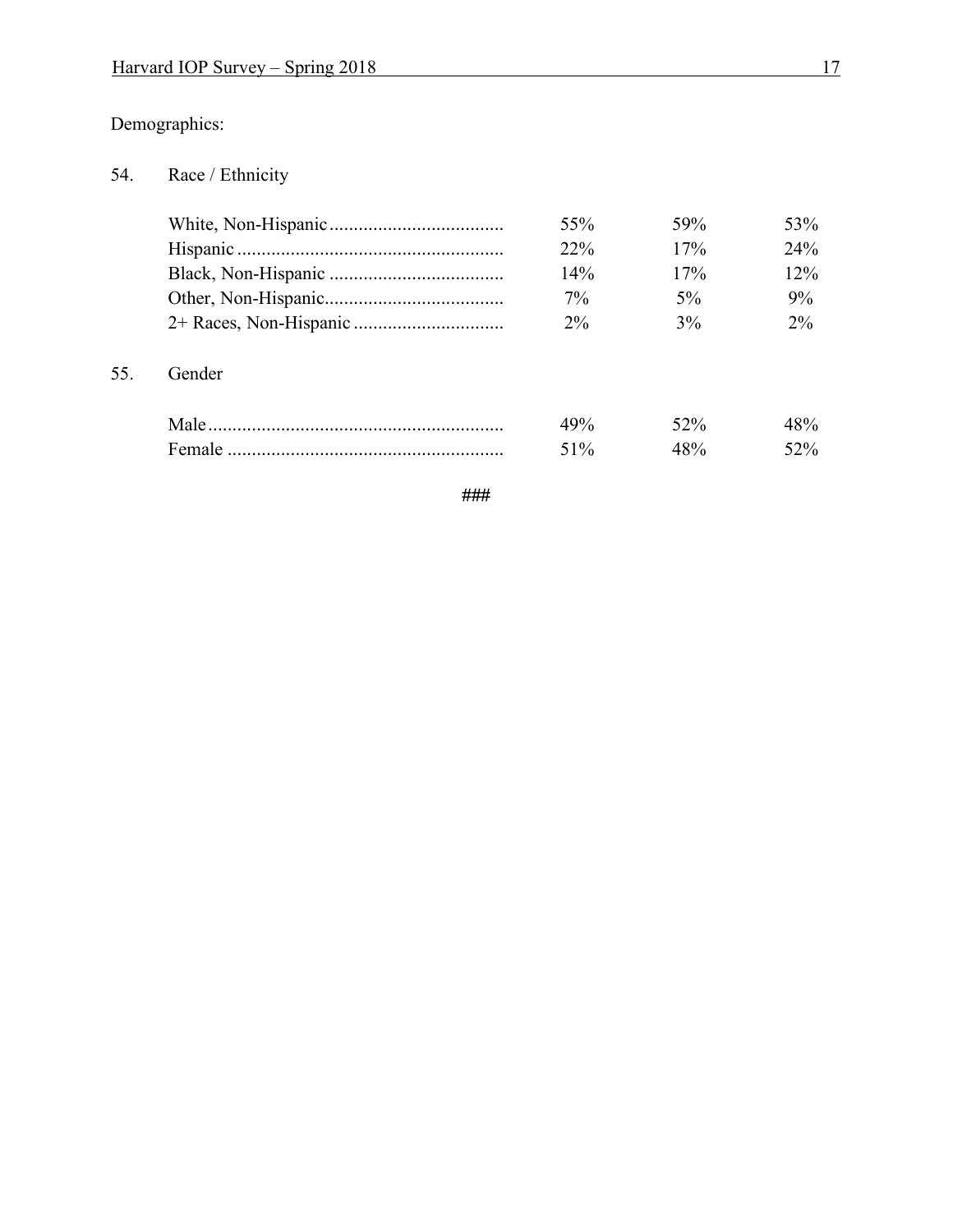Demographics:

54. Race / Ethnicity

| | | | |
|---|---|---|---|
| White, Non-Hispanic | 55% | 59% | 53% |
| Hispanic | 22% | 17% | 24% |
| Black, Non-Hispanic | 14% | 17% | 12% |
| Other, Non-Hispanic | 7% | 5% | 9% |
| 2+ Races, Non-Hispanic | 2% | 3% | 2% |

55. Gender

| | | | |
|---|---|---|---|
| Male | 49% | 52% | 48% |
| Female | 51% | 48% | 52% |

###